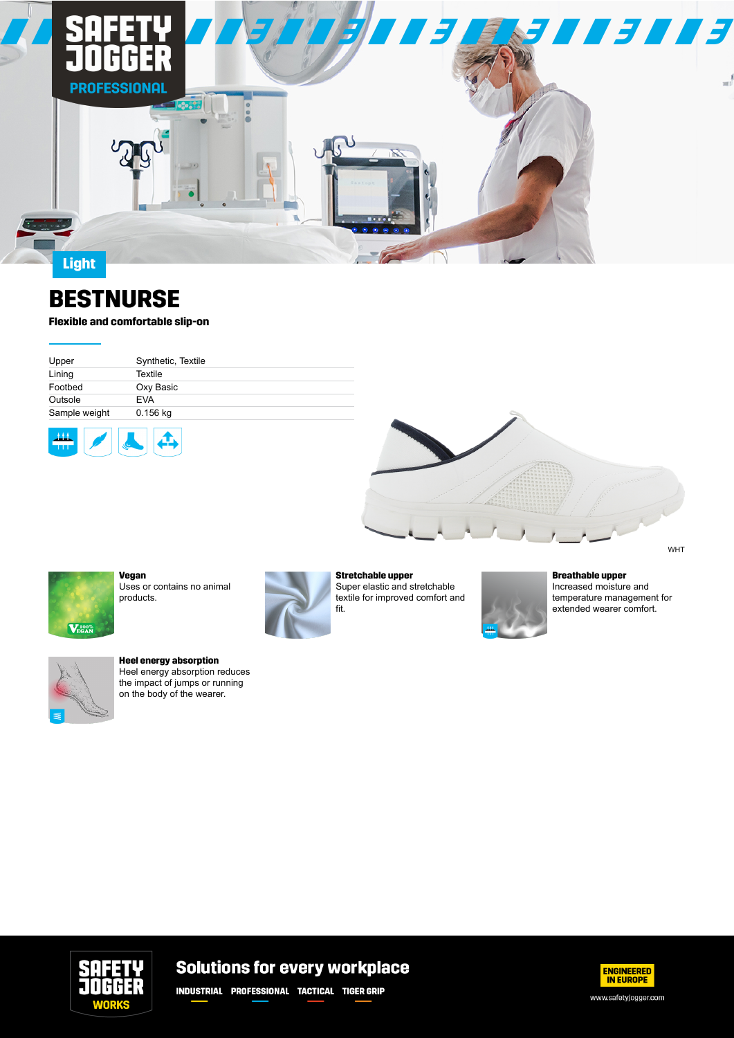SAFETY JOGGER PROFESSIONAL

Light

# BESTNURSE

**Flexible and comfortable slip-on**

| Upper | Synthetic, Textile |
|---|---|
| Lining | Textile |
| Footbed | Oxy Basic |
| Outsole | EVA |
| Sample weight | 0.156 kg |

WHT

**Vegan**
Uses or contains no animal products.

**Stretchable upper**
Super elastic and stretchable textile for improved comfort and fit.

**Breathable upper**
Increased moisture and temperature management for extended wearer comfort.

**Heel energy absorption**
Heel energy absorption reduces the impact of jumps or running on the body of the wearer.

SAFETY JOGGER WORKS

**Solutions for every workplace**

INDUSTRIAL PROFESSIONAL TACTICAL TIGER GRIP

ENGINEERED IN EUROPE

www.safetyjogger.com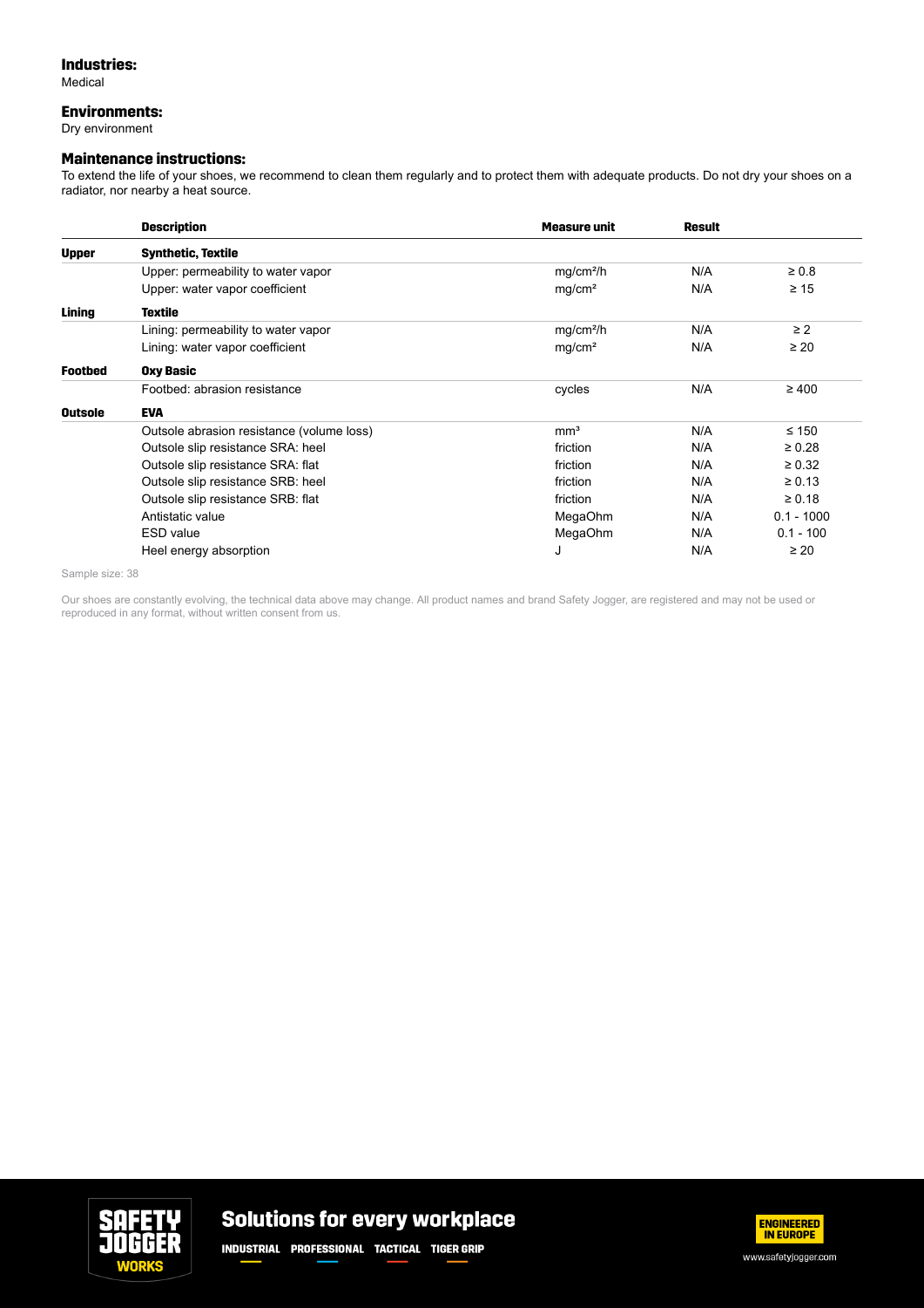### Industries:
Medical

### Environments:
Dry environment

### Maintenance instructions:
To extend the life of your shoes, we recommend to clean them regularly and to protect them with adequate products. Do not dry your shoes on a radiator, nor nearby a heat source.

| | Description | Measure unit | Result | |
|---|---|---|---|---|
| **Upper** | **Synthetic, Textile** | | | |
| | Upper: permeability to water vapor | mg/cm²/h | N/A | ≥ 0.8 |
| | Upper: water vapor coefficient | mg/cm² | N/A | ≥ 15 |
| **Lining** | **Textile** | | | |
| | Lining: permeability to water vapor | mg/cm²/h | N/A | ≥ 2 |
| | Lining: water vapor coefficient | mg/cm² | N/A | ≥ 20 |
| **Footbed** | **Oxy Basic** | | | |
| | Footbed: abrasion resistance | cycles | N/A | ≥ 400 |
| **Outsole** | **EVA** | | | |
| | Outsole abrasion resistance (volume loss) | mm³ | N/A | ≤ 150 |
| | Outsole slip resistance SRA: heel | friction | N/A | ≥ 0.28 |
| | Outsole slip resistance SRA: flat | friction | N/A | ≥ 0.32 |
| | Outsole slip resistance SRB: heel | friction | N/A | ≥ 0.13 |
| | Outsole slip resistance SRB: flat | friction | N/A | ≥ 0.18 |
| | Antistatic value | MegaOhm | N/A | 0.1 - 1000 |
| | ESD value | MegaOhm | N/A | 0.1 - 100 |
| | Heel energy absorption | J | N/A | ≥ 20 |

Sample size: 38

Our shoes are constantly evolving, the technical data above may change. All product names and brand Safety Jogger, are registered and may not be used or reproduced in any format, without written consent from us.

SAFETY JOGGER WORKS

**Solutions for every workplace**

INDUSTRIAL PROFESSIONAL TACTICAL TIGER GRIP

ENGINEERED IN EUROPE

www.safetyjogger.com